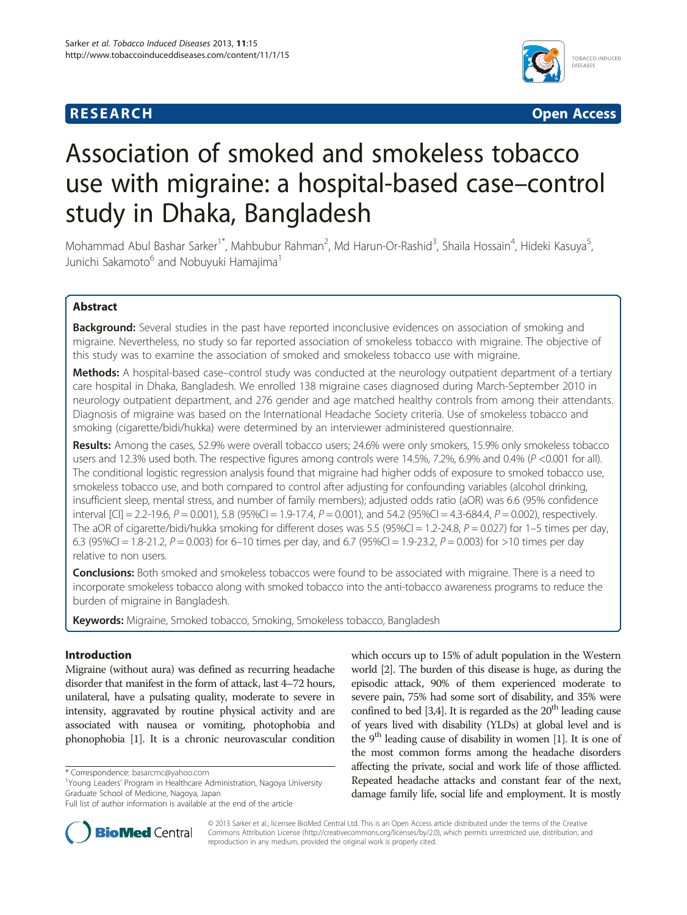**RESEARCH** **Open Access**

# Association of smoked and smokeless tobacco use with migraine: a hospital-based case–control study in Dhaka, Bangladesh

Mohammad Abul Bashar Sarker[1*], Mahbubur Rahman[2], Md Harun-Or-Rashid[3], Shaila Hossain[4], Hideki Kasuya[5], Junichi Sakamoto[6] and Nobuyuki Hamajima[1]

## Abstract

**Background:** Several studies in the past have reported inconclusive evidences on association of smoking and migraine. Nevertheless, no study so far reported association of smokeless tobacco with migraine. The objective of this study was to examine the association of smoked and smokeless tobacco use with migraine.

**Methods:** A hospital-based case–control study was conducted at the neurology outpatient department of a tertiary care hospital in Dhaka, Bangladesh. We enrolled 138 migraine cases diagnosed during March-September 2010 in neurology outpatient department, and 276 gender and age matched healthy controls from among their attendants. Diagnosis of migraine was based on the International Headache Society criteria. Use of smokeless tobacco and smoking (cigarette/bidi/hukka) were determined by an interviewer administered questionnaire.

**Results:** Among the cases, 52.9% were overall tobacco users; 24.6% were only smokers, 15.9% only smokeless tobacco users and 12.3% used both. The respective figures among controls were 14.5%, 7.2%, 6.9% and 0.4% ($P$ <0.001 for all). The conditional logistic regression analysis found that migraine had higher odds of exposure to smoked tobacco use, smokeless tobacco use, and both compared to control after adjusting for confounding variables (alcohol drinking, insufficient sleep, mental stress, and number of family members); adjusted odds ratio (aOR) was 6.6 (95% confidence interval [CI] = 2.2-19.6, $P$ = 0.001), 5.8 (95%CI = 1.9-17.4, $P$ = 0.001), and 54.2 (95%CI = 4.3-684.4, $P$ = 0.002), respectively. The aOR of cigarette/bidi/hukka smoking for different doses was 5.5 (95%CI = 1.2-24.8, $P$ = 0.027) for 1–5 times per day, 6.3 (95%CI = 1.8-21.2, $P$ = 0.003) for 6–10 times per day, and 6.7 (95%CI = 1.9-23.2, $P$ = 0.003) for >10 times per day relative to non users.

**Conclusions:** Both smoked and smokeless tobaccos were found to be associated with migraine. There is a need to incorporate smokeless tobacco along with smoked tobacco into the anti-tobacco awareness programs to reduce the burden of migraine in Bangladesh.

**Keywords:** Migraine, Smoked tobacco, Smoking, Smokeless tobacco, Bangladesh

## Introduction

Migraine (without aura) was defined as recurring headache disorder that manifest in the form of attack, last 4–72 hours, unilateral, have a pulsating quality, moderate to severe in intensity, aggravated by routine physical activity and are associated with nausea or vomiting, photophobia and phonophobia [1]. It is a chronic neurovascular condition which occurs up to 15% of adult population in the Western world [2]. The burden of this disease is huge, as during the episodic attack, 90% of them experienced moderate to severe pain, 75% had some sort of disability, and 35% were confined to bed [3,4]. It is regarded as the 20th leading cause of years lived with disability (YLDs) at global level and is the 9th leading cause of disability in women [1]. It is one of the most common forms among the headache disorders affecting the private, social and work life of those afflicted. Repeated headache attacks and constant fear of the next, damage family life, social life and employment. It is mostly

\* Correspondence: basarcmc@yahoo.com
[1]Young Leaders' Program in Healthcare Administration, Nagoya University Graduate School of Medicine, Nagoya, Japan
Full list of author information is available at the end of the article

© 2013 Sarker et al.; licensee BioMed Central Ltd. This is an Open Access article distributed under the terms of the Creative Commons Attribution License (http://creativecommons.org/licenses/by/2.0), which permits unrestricted use, distribution, and reproduction in any medium, provided the original work is properly cited.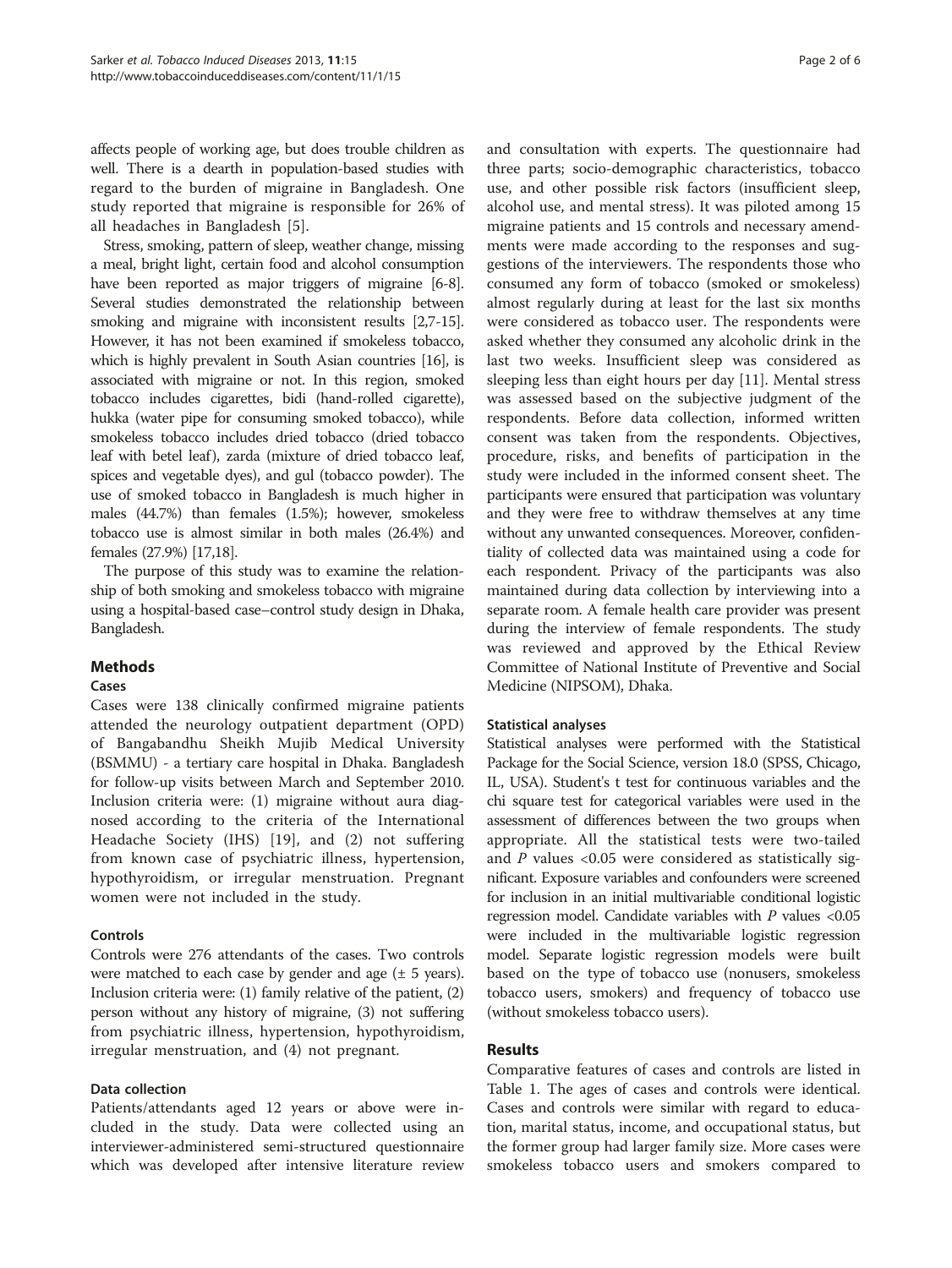affects people of working age, but does trouble children as well. There is a dearth in population-based studies with regard to the burden of migraine in Bangladesh. One study reported that migraine is responsible for 26% of all headaches in Bangladesh [5].

Stress, smoking, pattern of sleep, weather change, missing a meal, bright light, certain food and alcohol consumption have been reported as major triggers of migraine [6-8]. Several studies demonstrated the relationship between smoking and migraine with inconsistent results [2,7-15]. However, it has not been examined if smokeless tobacco, which is highly prevalent in South Asian countries [16], is associated with migraine or not. In this region, smoked tobacco includes cigarettes, bidi (hand-rolled cigarette), hukka (water pipe for consuming smoked tobacco), while smokeless tobacco includes dried tobacco (dried tobacco leaf with betel leaf), zarda (mixture of dried tobacco leaf, spices and vegetable dyes), and gul (tobacco powder). The use of smoked tobacco in Bangladesh is much higher in males (44.7%) than females (1.5%); however, smokeless tobacco use is almost similar in both males (26.4%) and females (27.9%) [17,18].

The purpose of this study was to examine the relationship of both smoking and smokeless tobacco with migraine using a hospital-based case–control study design in Dhaka, Bangladesh.

## Methods

### Cases

Cases were 138 clinically confirmed migraine patients attended the neurology outpatient department (OPD) of Bangabandhu Sheikh Mujib Medical University (BSMMU) - a tertiary care hospital in Dhaka. Bangladesh for follow-up visits between March and September 2010. Inclusion criteria were: (1) migraine without aura diagnosed according to the criteria of the International Headache Society (IHS) [19], and (2) not suffering from known case of psychiatric illness, hypertension, hypothyroidism, or irregular menstruation. Pregnant women were not included in the study.

### Controls

Controls were 276 attendants of the cases. Two controls were matched to each case by gender and age (± 5 years). Inclusion criteria were: (1) family relative of the patient, (2) person without any history of migraine, (3) not suffering from psychiatric illness, hypertension, hypothyroidism, irregular menstruation, and (4) not pregnant.

### Data collection

Patients/attendants aged 12 years or above were included in the study. Data were collected using an interviewer-administered semi-structured questionnaire which was developed after intensive literature review and consultation with experts. The questionnaire had three parts; socio-demographic characteristics, tobacco use, and other possible risk factors (insufficient sleep, alcohol use, and mental stress). It was piloted among 15 migraine patients and 15 controls and necessary amendments were made according to the responses and suggestions of the interviewers. The respondents those who consumed any form of tobacco (smoked or smokeless) almost regularly during at least for the last six months were considered as tobacco user. The respondents were asked whether they consumed any alcoholic drink in the last two weeks. Insufficient sleep was considered as sleeping less than eight hours per day [11]. Mental stress was assessed based on the subjective judgment of the respondents. Before data collection, informed written consent was taken from the respondents. Objectives, procedure, risks, and benefits of participation in the study were included in the informed consent sheet. The participants were ensured that participation was voluntary and they were free to withdraw themselves at any time without any unwanted consequences. Moreover, confidentiality of collected data was maintained using a code for each respondent. Privacy of the participants was also maintained during data collection by interviewing into a separate room. A female health care provider was present during the interview of female respondents. The study was reviewed and approved by the Ethical Review Committee of National Institute of Preventive and Social Medicine (NIPSOM), Dhaka.

### Statistical analyses

Statistical analyses were performed with the Statistical Package for the Social Science, version 18.0 (SPSS, Chicago, IL, USA). Student's t test for continuous variables and the chi square test for categorical variables were used in the assessment of differences between the two groups when appropriate. All the statistical tests were two-tailed and $P$ values <0.05 were considered as statistically significant. Exposure variables and confounders were screened for inclusion in an initial multivariable conditional logistic regression model. Candidate variables with $P$ values <0.05 were included in the multivariable logistic regression model. Separate logistic regression models were built based on the type of tobacco use (nonusers, smokeless tobacco users, smokers) and frequency of tobacco use (without smokeless tobacco users).

## Results

Comparative features of cases and controls are listed in Table 1. The ages of cases and controls were identical. Cases and controls were similar with regard to education, marital status, income, and occupational status, but the former group had larger family size. More cases were smokeless tobacco users and smokers compared to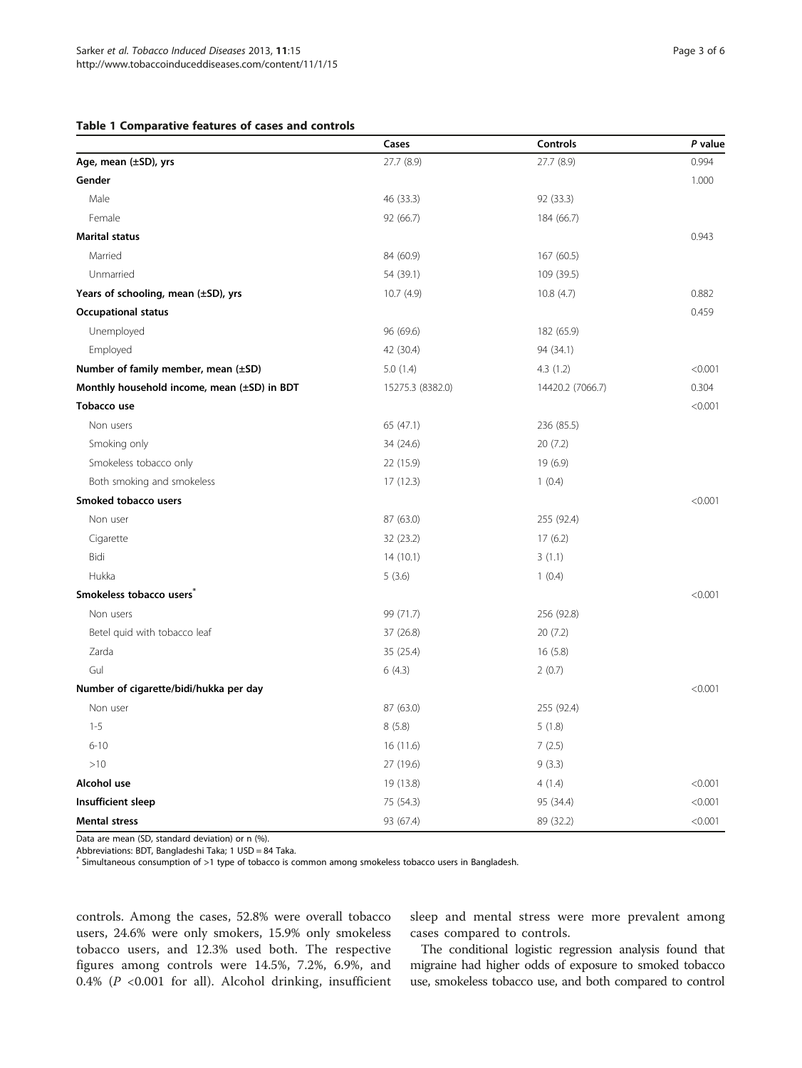**Table 1 Comparative features of cases and controls**

| | Cases | Controls | *P* value |
|---|---|---|---|
| **Age, mean (±SD), yrs** | 27.7 (8.9) | 27.7 (8.9) | 0.994 |
| **Gender** | | | 1.000 |
| Male | 46 (33.3) | 92 (33.3) | |
| Female | 92 (66.7) | 184 (66.7) | |
| **Marital status** | | | 0.943 |
| Married | 84 (60.9) | 167 (60.5) | |
| Unmarried | 54 (39.1) | 109 (39.5) | |
| **Years of schooling, mean (±SD), yrs** | 10.7 (4.9) | 10.8 (4.7) | 0.882 |
| **Occupational status** | | | 0.459 |
| Unemployed | 96 (69.6) | 182 (65.9) | |
| Employed | 42 (30.4) | 94 (34.1) | |
| **Number of family member, mean (±SD)** | 5.0 (1.4) | 4.3 (1.2) | <0.001 |
| **Monthly household income, mean (±SD) in BDT** | 15275.3 (8382.0) | 14420.2 (7066.7) | 0.304 |
| **Tobacco use** | | | <0.001 |
| Non users | 65 (47.1) | 236 (85.5) | |
| Smoking only | 34 (24.6) | 20 (7.2) | |
| Smokeless tobacco only | 22 (15.9) | 19 (6.9) | |
| Both smoking and smokeless | 17 (12.3) | 1 (0.4) | |
| **Smoked tobacco users** | | | <0.001 |
| Non user | 87 (63.0) | 255 (92.4) | |
| Cigarette | 32 (23.2) | 17 (6.2) | |
| Bidi | 14 (10.1) | 3 (1.1) | |
| Hukka | 5 (3.6) | 1 (0.4) | |
| **Smokeless tobacco users*** | | | <0.001 |
| Non users | 99 (71.7) | 256 (92.8) | |
| Betel quid with tobacco leaf | 37 (26.8) | 20 (7.2) | |
| Zarda | 35 (25.4) | 16 (5.8) | |
| Gul | 6 (4.3) | 2 (0.7) | |
| **Number of cigarette/bidi/hukka per day** | | | <0.001 |
| Non user | 87 (63.0) | 255 (92.4) | |
| 1-5 | 8 (5.8) | 5 (1.8) | |
| 6-10 | 16 (11.6) | 7 (2.5) | |
| >10 | 27 (19.6) | 9 (3.3) | |
| **Alcohol use** | 19 (13.8) | 4 (1.4) | <0.001 |
| **Insufficient sleep** | 75 (54.3) | 95 (34.4) | <0.001 |
| **Mental stress** | 93 (67.4) | 89 (32.2) | <0.001 |

Data are mean (SD, standard deviation) or n (%).
Abbreviations: BDT, Bangladeshi Taka; 1 USD = 84 Taka.
* Simultaneous consumption of >1 type of tobacco is common among smokeless tobacco users in Bangladesh.

controls. Among the cases, 52.8% were overall tobacco users, 24.6% were only smokers, 15.9% only smokeless tobacco users, and 12.3% used both. The respective figures among controls were 14.5%, 7.2%, 6.9%, and 0.4% ($P$ <0.001 for all). Alcohol drinking, insufficient sleep and mental stress were more prevalent among cases compared to controls.

The conditional logistic regression analysis found that migraine had higher odds of exposure to smoked tobacco use, smokeless tobacco use, and both compared to control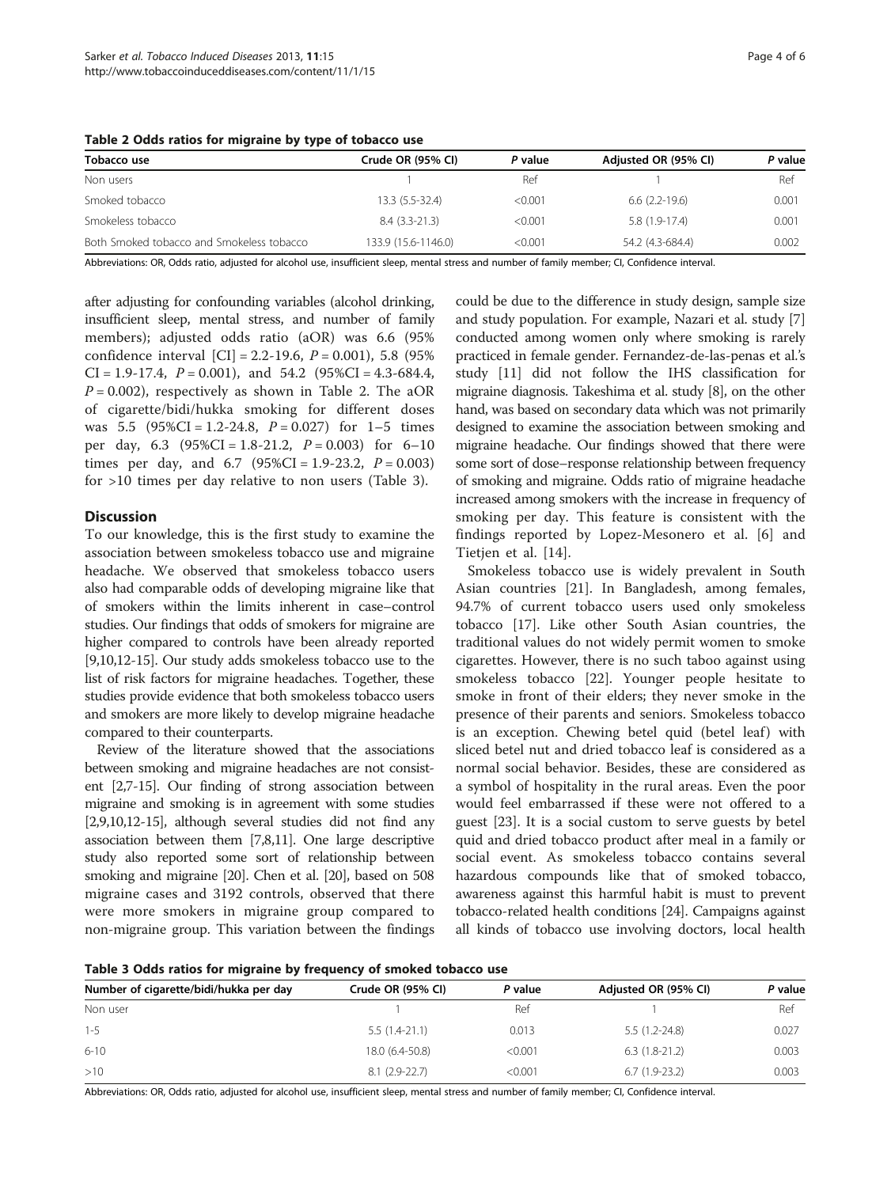**Table 2 Odds ratios for migraine by type of tobacco use**

| Tobacco use | Crude OR (95% CI) | *P* value | Adjusted OR (95% CI) | *P* value |
|---|---|---|---|---|
| Non users | 1 | Ref | 1 | Ref |
| Smoked tobacco | 13.3 (5.5-32.4) | <0.001 | 6.6 (2.2-19.6) | 0.001 |
| Smokeless tobacco | 8.4 (3.3-21.3) | <0.001 | 5.8 (1.9-17.4) | 0.001 |
| Both Smoked tobacco and Smokeless tobacco | 133.9 (15.6-1146.0) | <0.001 | 54.2 (4.3-684.4) | 0.002 |

Abbreviations: OR, Odds ratio, adjusted for alcohol use, insufficient sleep, mental stress and number of family member; CI, Confidence interval.

after adjusting for confounding variables (alcohol drinking, insufficient sleep, mental stress, and number of family members); adjusted odds ratio (aOR) was 6.6 (95% confidence interval [CI] = 2.2-19.6, $P = 0.001$), 5.8 (95% CI = 1.9-17.4, $P = 0.001$), and 54.2 (95%CI = 4.3-684.4, $P = 0.002$), respectively as shown in Table 2. The aOR of cigarette/bidi/hukka smoking for different doses was 5.5 (95%CI = 1.2-24.8, $P = 0.027$) for 1–5 times per day, 6.3 (95%CI = 1.8-21.2, $P = 0.003$) for 6–10 times per day, and 6.7 (95%CI = 1.9-23.2, $P = 0.003$) for >10 times per day relative to non users (Table 3).

## Discussion

To our knowledge, this is the first study to examine the association between smokeless tobacco use and migraine headache. We observed that smokeless tobacco users also had comparable odds of developing migraine like that of smokers within the limits inherent in case–control studies. Our findings that odds of smokers for migraine are higher compared to controls have been already reported [9,10,12-15]. Our study adds smokeless tobacco use to the list of risk factors for migraine headaches. Together, these studies provide evidence that both smokeless tobacco users and smokers are more likely to develop migraine headache compared to their counterparts.

Review of the literature showed that the associations between smoking and migraine headaches are not consistent [2,7-15]. Our finding of strong association between migraine and smoking is in agreement with some studies [2,9,10,12-15], although several studies did not find any association between them [7,8,11]. One large descriptive study also reported some sort of relationship between smoking and migraine [20]. Chen et al. [20], based on 508 migraine cases and 3192 controls, observed that there were more smokers in migraine group compared to non-migraine group. This variation between the findings could be due to the difference in study design, sample size and study population. For example, Nazari et al. study [7] conducted among women only where smoking is rarely practiced in female gender. Fernandez-de-las-penas et al.'s study [11] did not follow the IHS classification for migraine diagnosis. Takeshima et al. study [8], on the other hand, was based on secondary data which was not primarily designed to examine the association between smoking and migraine headache. Our findings showed that there were some sort of dose–response relationship between frequency of smoking and migraine. Odds ratio of migraine headache increased among smokers with the increase in frequency of smoking per day. This feature is consistent with the findings reported by Lopez-Mesonero et al. [6] and Tietjen et al. [14].

Smokeless tobacco use is widely prevalent in South Asian countries [21]. In Bangladesh, among females, 94.7% of current tobacco users used only smokeless tobacco [17]. Like other South Asian countries, the traditional values do not widely permit women to smoke cigarettes. However, there is no such taboo against using smokeless tobacco [22]. Younger people hesitate to smoke in front of their elders; they never smoke in the presence of their parents and seniors. Smokeless tobacco is an exception. Chewing betel quid (betel leaf) with sliced betel nut and dried tobacco leaf is considered as a normal social behavior. Besides, these are considered as a symbol of hospitality in the rural areas. Even the poor would feel embarrassed if these were not offered to a guest [23]. It is a social custom to serve guests by betel quid and dried tobacco product after meal in a family or social event. As smokeless tobacco contains several hazardous compounds like that of smoked tobacco, awareness against this harmful habit is must to prevent tobacco-related health conditions [24]. Campaigns against all kinds of tobacco use involving doctors, local health

**Table 3 Odds ratios for migraine by frequency of smoked tobacco use**

| Number of cigarette/bidi/hukka per day | Crude OR (95% CI) | *P* value | Adjusted OR (95% CI) | *P* value |
|---|---|---|---|---|
| Non user | 1 | Ref | 1 | Ref |
| 1-5 | 5.5 (1.4-21.1) | 0.013 | 5.5 (1.2-24.8) | 0.027 |
| 6-10 | 18.0 (6.4-50.8) | <0.001 | 6.3 (1.8-21.2) | 0.003 |
| >10 | 8.1 (2.9-22.7) | <0.001 | 6.7 (1.9-23.2) | 0.003 |

Abbreviations: OR, Odds ratio, adjusted for alcohol use, insufficient sleep, mental stress and number of family member; CI, Confidence interval.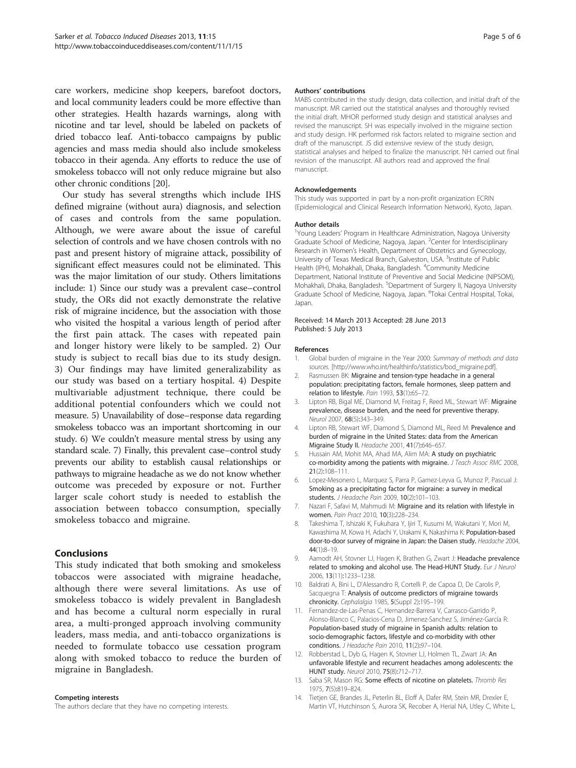care workers, medicine shop keepers, barefoot doctors, and local community leaders could be more effective than other strategies. Health hazards warnings, along with nicotine and tar level, should be labeled on packets of dried tobacco leaf. Anti-tobacco campaigns by public agencies and mass media should also include smokeless tobacco in their agenda. Any efforts to reduce the use of smokeless tobacco will not only reduce migraine but also other chronic conditions [20].

Our study has several strengths which include IHS defined migraine (without aura) diagnosis, and selection of cases and controls from the same population. Although, we were aware about the issue of careful selection of controls and we have chosen controls with no past and present history of migraine attack, possibility of significant effect measures could not be eliminated. This was the major limitation of our study. Others limitations include: 1) Since our study was a prevalent case–control study, the ORs did not exactly demonstrate the relative risk of migraine incidence, but the association with those who visited the hospital a various length of period after the first pain attack. The cases with repeated pain and longer history were likely to be sampled. 2) Our study is subject to recall bias due to its study design. 3) Our findings may have limited generalizability as our study was based on a tertiary hospital. 4) Despite multivariable adjustment technique, there could be additional potential confounders which we could not measure. 5) Unavailability of dose–response data regarding smokeless tobacco was an important shortcoming in our study. 6) We couldn't measure mental stress by using any standard scale. 7) Finally, this prevalent case–control study prevents our ability to establish causal relationships or pathways to migraine headache as we do not know whether outcome was preceded by exposure or not. Further larger scale cohort study is needed to establish the association between tobacco consumption, specially smokeless tobacco and migraine.

## Conclusions

This study indicated that both smoking and smokeless tobaccos were associated with migraine headache, although there were several limitations. As use of smokeless tobacco is widely prevalent in Bangladesh and has become a cultural norm especially in rural area, a multi-pronged approach involving community leaders, mass media, and anti-tobacco organizations is needed to formulate tobacco use cessation program along with smoked tobacco to reduce the burden of migraine in Bangladesh.

#### Competing interests

The authors declare that they have no competing interests.

#### Authors' contributions

MABS contributed in the study design, data collection, and initial draft of the manuscript. MR carried out the statistical analyses and thoroughly revised the initial draft. MHOR performed study design and statistical analyses and revised the manuscript. SH was especially involved in the migraine section and study design. HK performed risk factors related to migraine section and draft of the manuscript. JS did extensive review of the study design, statistical analyses and helped to finalize the manuscript. NH carried out final revision of the manuscript. All authors read and approved the final manuscript.

#### Acknowledgements

This study was supported in part by a non-profit organization ECRIN (Epidemiological and Clinical Research Information Network), Kyoto, Japan.

#### Author details

[1]Young Leaders' Program in Healthcare Administration, Nagoya University Graduate School of Medicine, Nagoya, Japan. [2]Center for Interdisciplinary Research in Women's Health, Department of Obstetrics and Gynecology, University of Texas Medical Branch, Galveston, USA. [3]Institute of Public Health (IPH), Mohakhali, Dhaka, Bangladesh. [4]Community Medicine Department, National Institute of Preventive and Social Medicine (NIPSOM), Mohakhali, Dhaka, Bangladesh. [5]Department of Surgery II, Nagoya University Graduate School of Medicine, Nagoya, Japan. [6]Tokai Central Hospital, Tokai, Japan.

Received: 14 March 2013 Accepted: 28 June 2013
Published: 5 July 2013

#### References

1. Global burden of migraine in the Year 2000: *Summary of methods and data sources.* [http://www.who.int/healthinfo/statistics/bod_migraine.pdf].
2. Rasmussen BK: **Migraine and tension-type headache in a general population: precipitating factors, female hormones, sleep pattern and relation to lifestyle.** *Pain* 1993, **53**(1):65–72.
3. Lipton RB, Bigal ME, Diamond M, Freitag F, Reed ML, Stewart WF: **Migraine prevalence, disease burden, and the need for preventive therapy.** *Neurol* 2007, **68**(5):343–349.
4. Lipton RB, Stewart WF, Diamond S, Diamond ML, Reed M: **Prevalence and burden of migraine in the United States: data from the American Migraine Study II.** *Headache* 2001, **41**(7):646–657.
5. Hussain AM, Mohit MA, Ahad MA, Alim MA: **A study on psychiatric co-morbidity among the patients with migraine.** *J Teach Assoc RMC* 2008, **21**(2):108–111.
6. Lopez-Mesonero L, Marquez S, Parra P, Gamez-Leyva G, Munoz P, Pascual J: **Smoking as a precipitating factor for migraine: a survey in medical students.** *J Headache Pain* 2009, **10**(2):101–103.
7. Nazari F, Safavi M, Mahmudi M: **Migraine and its relation with lifestyle in women.** *Pain Pract* 2010, **10**(3):228–234.
8. Takeshima T, Ishizaki K, Fukuhara Y, Ijiri T, Kusumi M, Wakutani Y, Mori M, Kawashima M, Kowa H, Adachi Y, Urakami K, Nakashima K: **Population-based door-to-door survey of migraine in Japan: the Daisen study.** *Headache* 2004, **44**(1):8–19.
9. Aamodt AH, Stovner LJ, Hagen K, Brathen G, Zwart J: **Headache prevalence related to smoking and alcohol use. The Head-HUNT Study.** *Eur J Neurol* 2006, **13**(11):1233–1238.
10. Baldrati A, Bini L, D'Alessandro R, Cortelli P, de Capoa D, De Carolis P, Sacquegna T: **Analysis of outcome predictors of migraine towards chronicity.** *Cephalalgia* 1985, **5**(Suppl 2):195–199.
11. Fernandez-de-Las-Penas C, Hernandez-Barrera V, Carrasco-Garrido P, Alonso-Blanco C, Palacios-Cena D, Jimenez-Sanchez S, Jiménez-García R: **Population-based study of migraine in Spanish adults: relation to socio-demographic factors, lifestyle and co-morbidity with other conditions.** *J Headache Pain* 2010, **11**(2):97–104.
12. Robberstad L, Dyb G, Hagen K, Stovner LJ, Holmen TL, Zwart JA: **An unfavorable lifestyle and recurrent headaches among adolescents: the HUNT study.** *Neurol* 2010, **75**(8):712–717.
13. Saba SR, Mason RG: **Some effects of nicotine on platelets.** *Thromb Res* 1975, **7**(5):819–824.
14. Tietjen GE, Brandes JL, Peterlin BL, Eloff A, Dafer RM, Stein MR, Drexler E, Martin VT, Hutchinson S, Aurora SK, Recober A, Herial NA, Utley C, White L,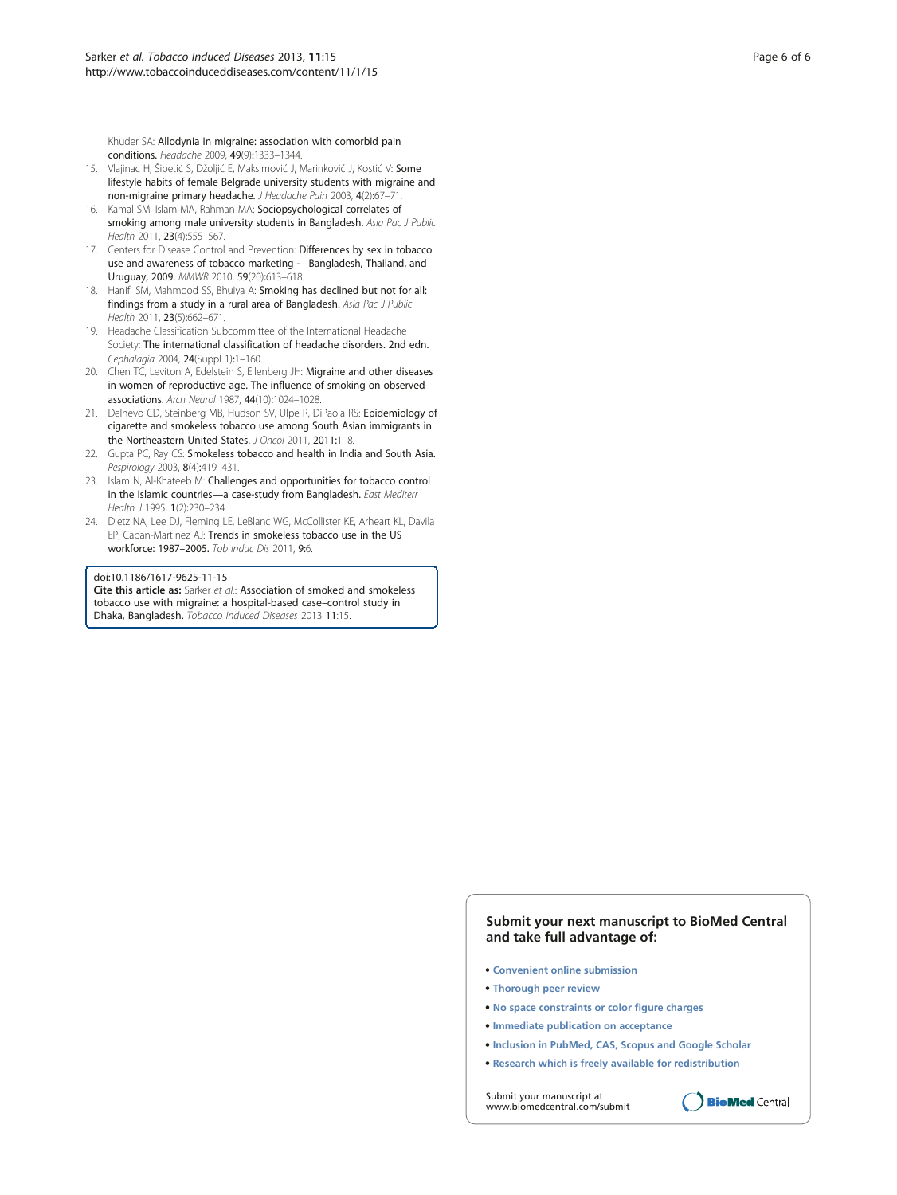Khuder SA: Allodynia in migraine: association with comorbid pain conditions. *Headache* 2009, 49(9):1333–1344.

15. Vlajinac H, Šipetić S, Džoljić E, Maksimović J, Marinković J, Kostić V: Some lifestyle habits of female Belgrade university students with migraine and non-migraine primary headache. *J Headache Pain* 2003, 4(2):67–71.
16. Kamal SM, Islam MA, Rahman MA: Sociopsychological correlates of smoking among male university students in Bangladesh. *Asia Pac J Public Health* 2011, 23(4):555–567.
17. Centers for Disease Control and Prevention: Differences by sex in tobacco use and awareness of tobacco marketing -- Bangladesh, Thailand, and Uruguay, 2009. *MMWR* 2010, 59(20):613–618.
18. Hanifi SM, Mahmood SS, Bhuiya A: Smoking has declined but not for all: findings from a study in a rural area of Bangladesh. *Asia Pac J Public Health* 2011, 23(5):662–671.
19. Headache Classification Subcommittee of the International Headache Society: The international classification of headache disorders. 2nd edn. *Cephalagia* 2004, 24(Suppl 1):1–160.
20. Chen TC, Leviton A, Edelstein S, Ellenberg JH: Migraine and other diseases in women of reproductive age. The influence of smoking on observed associations. *Arch Neurol* 1987, 44(10):1024–1028.
21. Delnevo CD, Steinberg MB, Hudson SV, Ulpe R, DiPaola RS: Epidemiology of cigarette and smokeless tobacco use among South Asian immigrants in the Northeastern United States. *J Oncol* 2011, 2011:1–8.
22. Gupta PC, Ray CS: Smokeless tobacco and health in India and South Asia. *Respirology* 2003, 8(4):419–431.
23. Islam N, Al-Khateeb M: Challenges and opportunities for tobacco control in the Islamic countries—a case-study from Bangladesh. *East Mediterr Health J* 1995, 1(2):230–234.
24. Dietz NA, Lee DJ, Fleming LE, LeBlanc WG, McCollister KE, Arheart KL, Davila EP, Caban-Martinez AJ: Trends in smokeless tobacco use in the US workforce: 1987–2005. *Tob Induc Dis* 2011, 9:6.

doi:10.1186/1617-9625-11-15

**Cite this article as:** Sarker *et al.*: Association of smoked and smokeless tobacco use with migraine: a hospital-based case–control study in Dhaka, Bangladesh. *Tobacco Induced Diseases* 2013 11:15.

**Submit your next manuscript to BioMed Central and take full advantage of:**

- Convenient online submission
- Thorough peer review
- No space constraints or color figure charges
- Immediate publication on acceptance
- Inclusion in PubMed, CAS, Scopus and Google Scholar
- Research which is freely available for redistribution

Submit your manuscript at www.biomedcentral.com/submit

BioMed Central